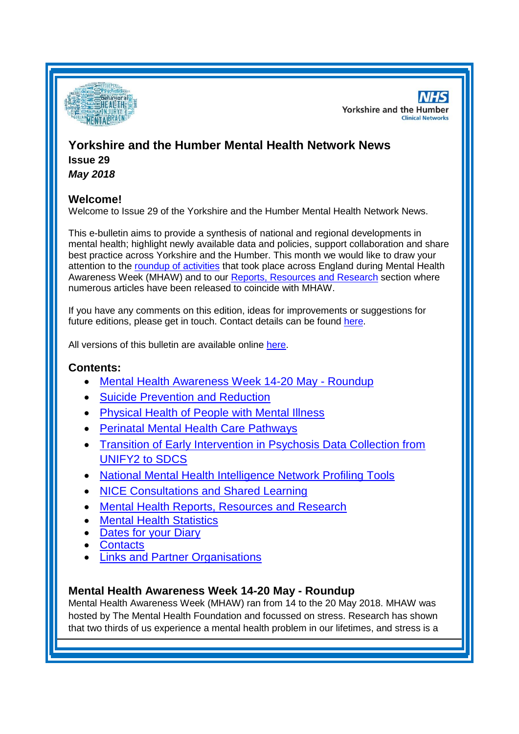# Yorkshire and the Humber Mental Health Network News

**Issue 29**

***May 2018***

## Welcome!

Welcome to Issue 29 of the Yorkshire and the Humber Mental Health Network News.

This e-bulletin aims to provide a synthesis of national and regional developments in mental health; highlight newly available data and policies, support collaboration and share best practice across Yorkshire and the Humber. This month we would like to draw your attention to the roundup of activities that took place across England during Mental Health Awareness Week (MHAW) and to our Reports, Resources and Research section where numerous articles have been released to coincide with MHAW.

If you have any comments on this edition, ideas for improvements or suggestions for future editions, please get in touch. Contact details can be found here.

All versions of this bulletin are available online here.

## Contents:

- Mental Health Awareness Week 14-20 May - Roundup
- Suicide Prevention and Reduction
- Physical Health of People with Mental Illness
- Perinatal Mental Health Care Pathways
- Transition of Early Intervention in Psychosis Data Collection from UNIFY2 to SDCS
- National Mental Health Intelligence Network Profiling Tools
- NICE Consultations and Shared Learning
- Mental Health Reports, Resources and Research
- Mental Health Statistics
- Dates for your Diary
- Contacts
- Links and Partner Organisations

## Mental Health Awareness Week 14-20 May - Roundup

Mental Health Awareness Week (MHAW) ran from 14 to the 20 May 2018. MHAW was hosted by The Mental Health Foundation and focussed on stress. Research has shown that two thirds of us experience a mental health problem in our lifetimes, and stress is a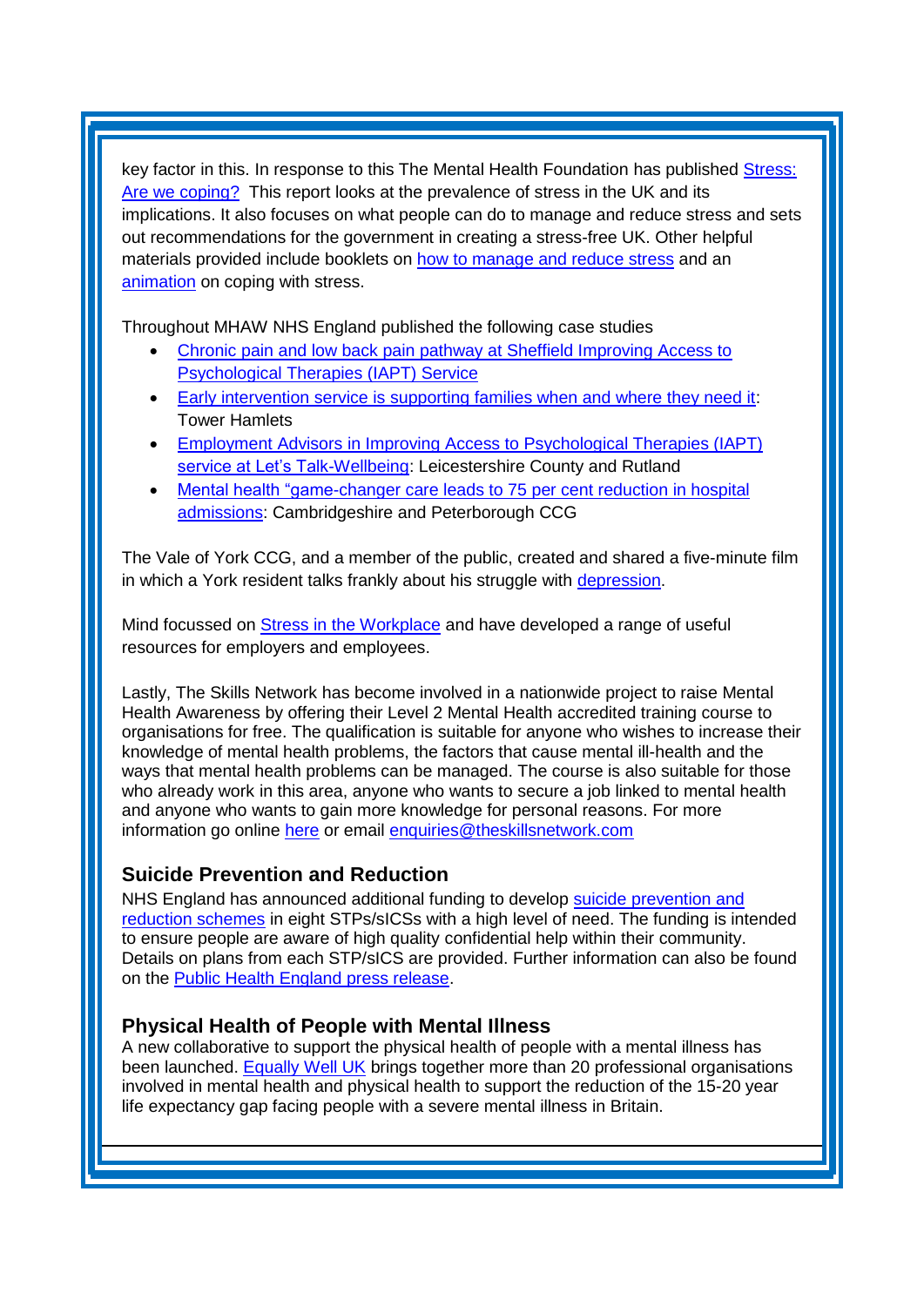key factor in this. In response to this The Mental Health Foundation has published Stress: Are we coping? This report looks at the prevalence of stress in the UK and its implications. It also focuses on what people can do to manage and reduce stress and sets out recommendations for the government in creating a stress-free UK. Other helpful materials provided include booklets on how to manage and reduce stress and an animation on coping with stress.

Throughout MHAW NHS England published the following case studies

- Chronic pain and low back pain pathway at Sheffield Improving Access to Psychological Therapies (IAPT) Service
- Early intervention service is supporting families when and where they need it: Tower Hamlets
- Employment Advisors in Improving Access to Psychological Therapies (IAPT) service at Let's Talk-Wellbeing: Leicestershire County and Rutland
- Mental health "game-changer care leads to 75 per cent reduction in hospital admissions: Cambridgeshire and Peterborough CCG

The Vale of York CCG, and a member of the public, created and shared a five-minute film in which a York resident talks frankly about his struggle with depression.

Mind focussed on Stress in the Workplace and have developed a range of useful resources for employers and employees.

Lastly, The Skills Network has become involved in a nationwide project to raise Mental Health Awareness by offering their Level 2 Mental Health accredited training course to organisations for free. The qualification is suitable for anyone who wishes to increase their knowledge of mental health problems, the factors that cause mental ill-health and the ways that mental health problems can be managed. The course is also suitable for those who already work in this area, anyone who wants to secure a job linked to mental health and anyone who wants to gain more knowledge for personal reasons. For more information go online here or email enquiries@theskillsnetwork.com

## Suicide Prevention and Reduction

NHS England has announced additional funding to develop suicide prevention and reduction schemes in eight STPs/sICSs with a high level of need. The funding is intended to ensure people are aware of high quality confidential help within their community. Details on plans from each STP/sICS are provided. Further information can also be found on the Public Health England press release.

## Physical Health of People with Mental Illness

A new collaborative to support the physical health of people with a mental illness has been launched. Equally Well UK brings together more than 20 professional organisations involved in mental health and physical health to support the reduction of the 15-20 year life expectancy gap facing people with a severe mental illness in Britain.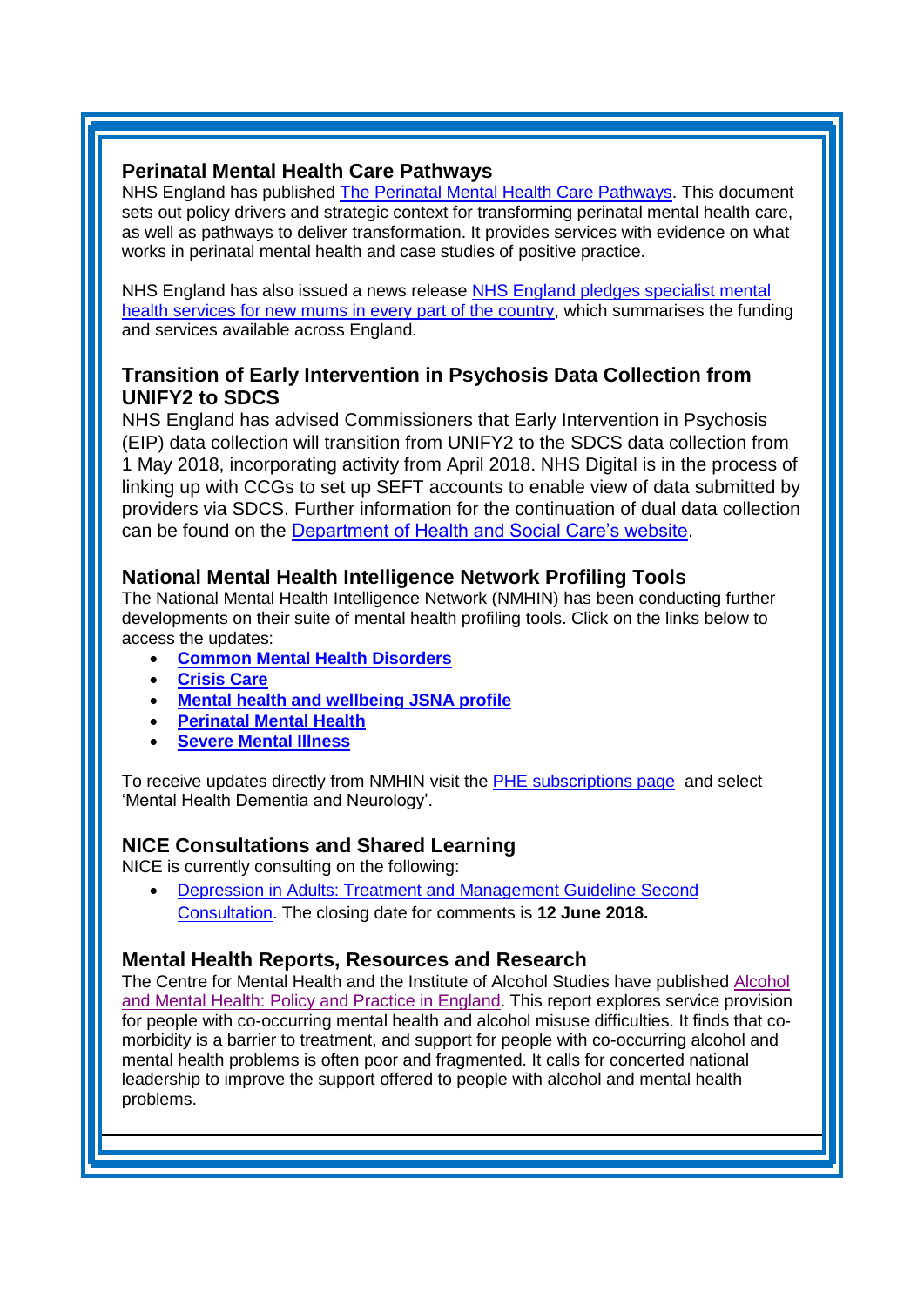## Perinatal Mental Health Care Pathways

NHS England has published The Perinatal Mental Health Care Pathways. This document sets out policy drivers and strategic context for transforming perinatal mental health care, as well as pathways to deliver transformation. It provides services with evidence on what works in perinatal mental health and case studies of positive practice.

NHS England has also issued a news release NHS England pledges specialist mental health services for new mums in every part of the country, which summarises the funding and services available across England.

## Transition of Early Intervention in Psychosis Data Collection from UNIFY2 to SDCS

NHS England has advised Commissioners that Early Intervention in Psychosis (EIP) data collection will transition from UNIFY2 to the SDCS data collection from 1 May 2018, incorporating activity from April 2018. NHS Digital is in the process of linking up with CCGs to set up SEFT accounts to enable view of data submitted by providers via SDCS. Further information for the continuation of dual data collection can be found on the Department of Health and Social Care's website.

## National Mental Health Intelligence Network Profiling Tools

The National Mental Health Intelligence Network (NMHIN) has been conducting further developments on their suite of mental health profiling tools. Click on the links below to access the updates:

- **Common Mental Health Disorders**
- **Crisis Care**
- **Mental health and wellbeing JSNA profile**
- **Perinatal Mental Health**
- **Severe Mental Illness**

To receive updates directly from NMHIN visit the PHE subscriptions page and select 'Mental Health Dementia and Neurology'.

## NICE Consultations and Shared Learning

NICE is currently consulting on the following:

- Depression in Adults: Treatment and Management Guideline Second Consultation. The closing date for comments is **12 June 2018.**

## Mental Health Reports, Resources and Research

The Centre for Mental Health and the Institute of Alcohol Studies have published Alcohol and Mental Health: Policy and Practice in England. This report explores service provision for people with co-occurring mental health and alcohol misuse difficulties. It finds that co-morbidity is a barrier to treatment, and support for people with co-occurring alcohol and mental health problems is often poor and fragmented. It calls for concerted national leadership to improve the support offered to people with alcohol and mental health problems.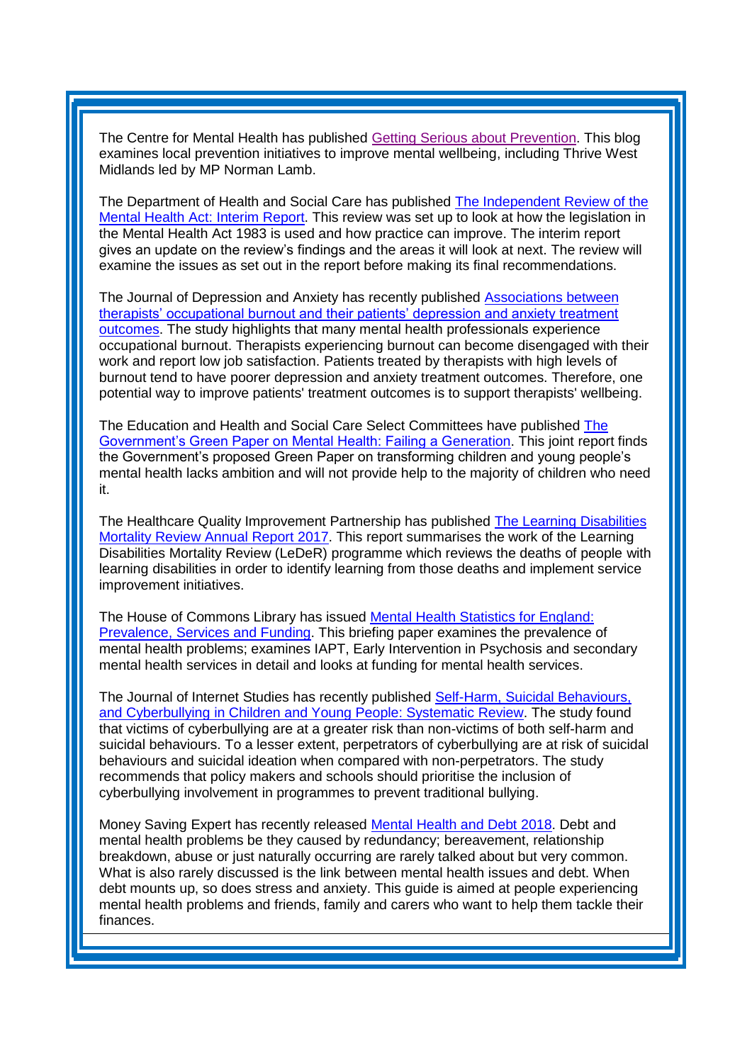The Centre for Mental Health has published Getting Serious about Prevention. This blog examines local prevention initiatives to improve mental wellbeing, including Thrive West Midlands led by MP Norman Lamb.

The Department of Health and Social Care has published The Independent Review of the Mental Health Act: Interim Report. This review was set up to look at how the legislation in the Mental Health Act 1983 is used and how practice can improve. The interim report gives an update on the review's findings and the areas it will look at next. The review will examine the issues as set out in the report before making its final recommendations.

The Journal of Depression and Anxiety has recently published Associations between therapists' occupational burnout and their patients' depression and anxiety treatment outcomes. The study highlights that many mental health professionals experience occupational burnout. Therapists experiencing burnout can become disengaged with their work and report low job satisfaction. Patients treated by therapists with high levels of burnout tend to have poorer depression and anxiety treatment outcomes. Therefore, one potential way to improve patients' treatment outcomes is to support therapists' wellbeing.

The Education and Health and Social Care Select Committees have published The Government's Green Paper on Mental Health: Failing a Generation. This joint report finds the Government's proposed Green Paper on transforming children and young people's mental health lacks ambition and will not provide help to the majority of children who need it.

The Healthcare Quality Improvement Partnership has published The Learning Disabilities Mortality Review Annual Report 2017. This report summarises the work of the Learning Disabilities Mortality Review (LeDeR) programme which reviews the deaths of people with learning disabilities in order to identify learning from those deaths and implement service improvement initiatives.

The House of Commons Library has issued Mental Health Statistics for England: Prevalence, Services and Funding. This briefing paper examines the prevalence of mental health problems; examines IAPT, Early Intervention in Psychosis and secondary mental health services in detail and looks at funding for mental health services.

The Journal of Internet Studies has recently published Self-Harm, Suicidal Behaviours, and Cyberbullying in Children and Young People: Systematic Review. The study found that victims of cyberbullying are at a greater risk than non-victims of both self-harm and suicidal behaviours. To a lesser extent, perpetrators of cyberbullying are at risk of suicidal behaviours and suicidal ideation when compared with non-perpetrators. The study recommends that policy makers and schools should prioritise the inclusion of cyberbullying involvement in programmes to prevent traditional bullying.

Money Saving Expert has recently released Mental Health and Debt 2018. Debt and mental health problems be they caused by redundancy; bereavement, relationship breakdown, abuse or just naturally occurring are rarely talked about but very common. What is also rarely discussed is the link between mental health issues and debt. When debt mounts up, so does stress and anxiety. This guide is aimed at people experiencing mental health problems and friends, family and carers who want to help them tackle their finances.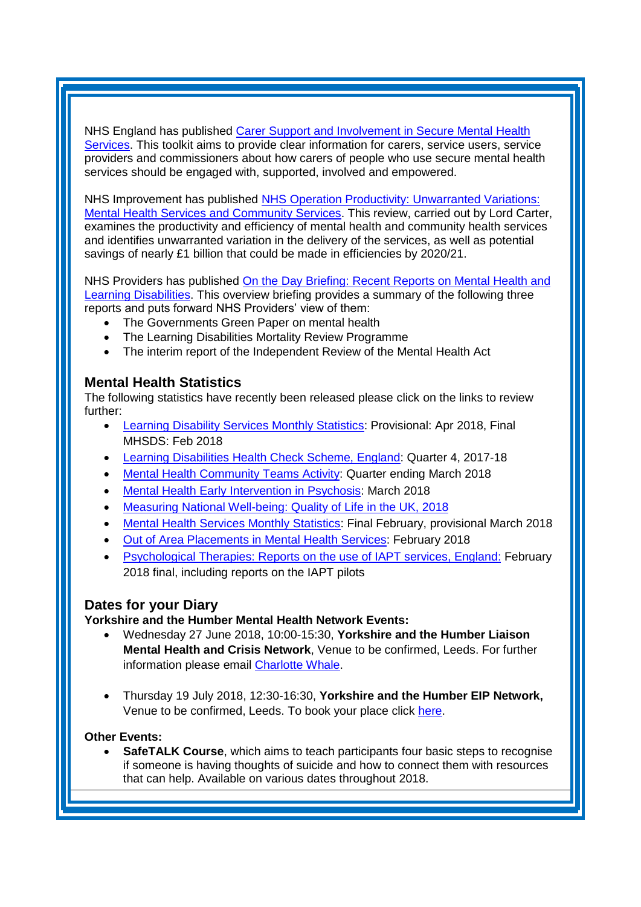NHS England has published Carer Support and Involvement in Secure Mental Health Services. This toolkit aims to provide clear information for carers, service users, service providers and commissioners about how carers of people who use secure mental health services should be engaged with, supported, involved and empowered.

NHS Improvement has published NHS Operation Productivity: Unwarranted Variations: Mental Health Services and Community Services. This review, carried out by Lord Carter, examines the productivity and efficiency of mental health and community health services and identifies unwarranted variation in the delivery of the services, as well as potential savings of nearly £1 billion that could be made in efficiencies by 2020/21.

NHS Providers has published On the Day Briefing: Recent Reports on Mental Health and Learning Disabilities. This overview briefing provides a summary of the following three reports and puts forward NHS Providers' view of them:

- The Governments Green Paper on mental health
- The Learning Disabilities Mortality Review Programme
- The interim report of the Independent Review of the Mental Health Act

## Mental Health Statistics

The following statistics have recently been released please click on the links to review further:

- Learning Disability Services Monthly Statistics: Provisional: Apr 2018, Final MHSDS: Feb 2018
- Learning Disabilities Health Check Scheme, England: Quarter 4, 2017-18
- Mental Health Community Teams Activity: Quarter ending March 2018
- Mental Health Early Intervention in Psychosis: March 2018
- Measuring National Well-being: Quality of Life in the UK, 2018
- Mental Health Services Monthly Statistics: Final February, provisional March 2018
- Out of Area Placements in Mental Health Services: February 2018
- Psychological Therapies: Reports on the use of IAPT services, England: February 2018 final, including reports on the IAPT pilots

## Dates for your Diary

**Yorkshire and the Humber Mental Health Network Events:**

- Wednesday 27 June 2018, 10:00-15:30, **Yorkshire and the Humber Liaison Mental Health and Crisis Network**, Venue to be confirmed, Leeds. For further information please email Charlotte Whale.

- Thursday 19 July 2018, 12:30-16:30, **Yorkshire and the Humber EIP Network,** Venue to be confirmed, Leeds. To book your place click here.

**Other Events:**

- **SafeTALK Course**, which aims to teach participants four basic steps to recognise if someone is having thoughts of suicide and how to connect them with resources that can help. Available on various dates throughout 2018.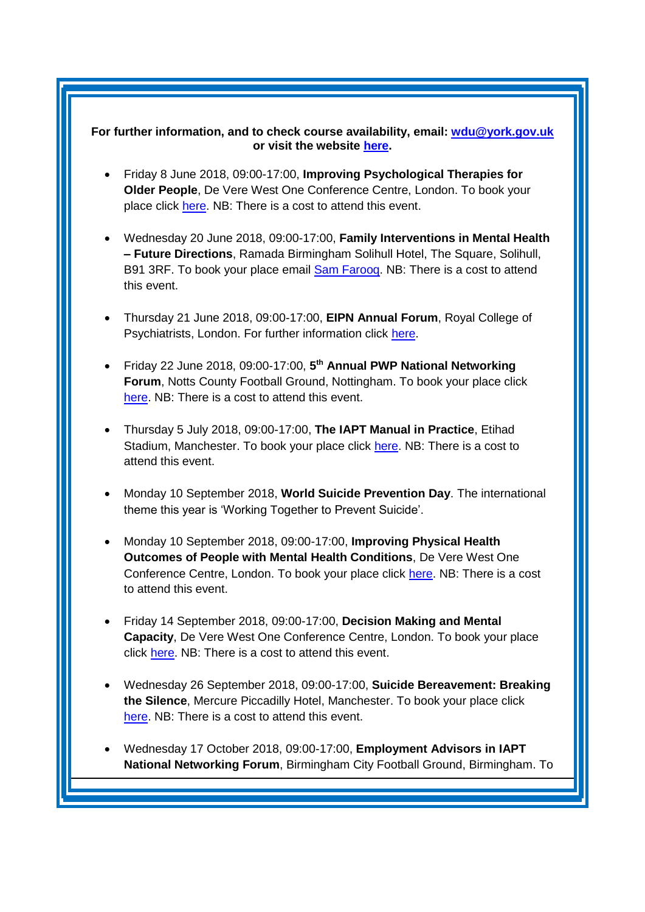**For further information, and to check course availability, email: [wdu@york.gov.uk](mailto:wdu@york.gov.uk) or visit the website [here](#).**

- Friday 8 June 2018, 09:00-17:00, **Improving Psychological Therapies for Older People**, De Vere West One Conference Centre, London. To book your place click [here](#). NB: There is a cost to attend this event.

- Wednesday 20 June 2018, 09:00-17:00, **Family Interventions in Mental Health – Future Directions**, Ramada Birmingham Solihull Hotel, The Square, Solihull, B91 3RF. To book your place email [Sam Farooq](#). NB: There is a cost to attend this event.

- Thursday 21 June 2018, 09:00-17:00, **EIPN Annual Forum**, Royal College of Psychiatrists, London. For further information click [here](#).

- Friday 22 June 2018, 09:00-17:00, **5th Annual PWP National Networking Forum**, Notts County Football Ground, Nottingham. To book your place click [here](#). NB: There is a cost to attend this event.

- Thursday 5 July 2018, 09:00-17:00, **The IAPT Manual in Practice**, Etihad Stadium, Manchester. To book your place click [here](#). NB: There is a cost to attend this event.

- Monday 10 September 2018, **World Suicide Prevention Day**. The international theme this year is 'Working Together to Prevent Suicide'.

- Monday 10 September 2018, 09:00-17:00, **Improving Physical Health Outcomes of People with Mental Health Conditions**, De Vere West One Conference Centre, London. To book your place click [here](#). NB: There is a cost to attend this event.

- Friday 14 September 2018, 09:00-17:00, **Decision Making and Mental Capacity**, De Vere West One Conference Centre, London. To book your place click [here](#). NB: There is a cost to attend this event.

- Wednesday 26 September 2018, 09:00-17:00, **Suicide Bereavement: Breaking the Silence**, Mercure Piccadilly Hotel, Manchester. To book your place click [here](#). NB: There is a cost to attend this event.

- Wednesday 17 October 2018, 09:00-17:00, **Employment Advisors in IAPT National Networking Forum**, Birmingham City Football Ground, Birmingham. To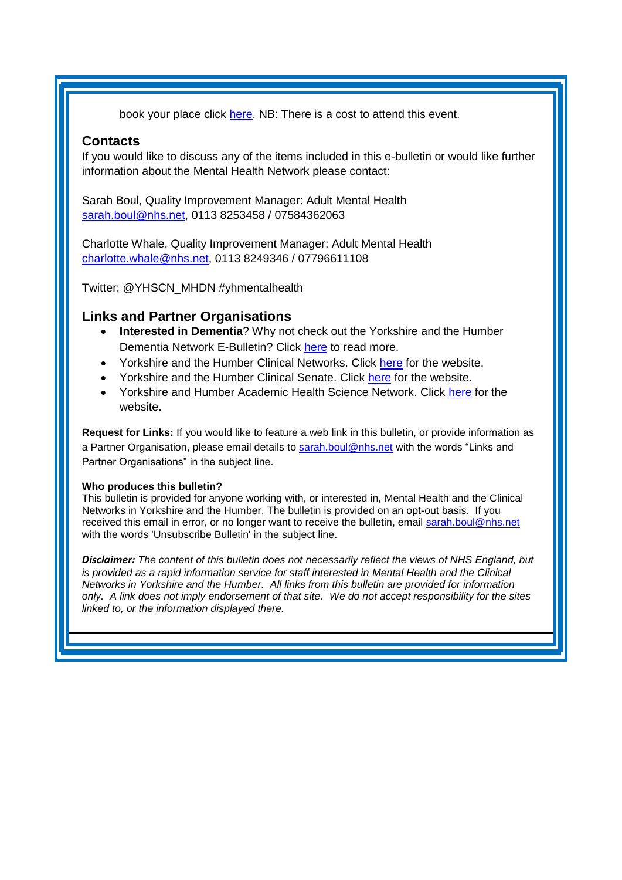book your place click here. NB: There is a cost to attend this event.

## Contacts

If you would like to discuss any of the items included in this e-bulletin or would like further information about the Mental Health Network please contact:

Sarah Boul, Quality Improvement Manager: Adult Mental Health
sarah.boul@nhs.net, 0113 8253458 / 07584362063

Charlotte Whale, Quality Improvement Manager: Adult Mental Health
charlotte.whale@nhs.net, 0113 8249346 / 07796611108

Twitter: @YHSCN_MHDN #yhmentalhealth

## Links and Partner Organisations

- **Interested in Dementia**? Why not check out the Yorkshire and the Humber Dementia Network E-Bulletin? Click here to read more.
- Yorkshire and the Humber Clinical Networks. Click here for the website.
- Yorkshire and the Humber Clinical Senate. Click here for the website.
- Yorkshire and Humber Academic Health Science Network. Click here for the website.

**Request for Links:** If you would like to feature a web link in this bulletin, or provide information as a Partner Organisation, please email details to sarah.boul@nhs.net with the words "Links and Partner Organisations" in the subject line.

**Who produces this bulletin?**
This bulletin is provided for anyone working with, or interested in, Mental Health and the Clinical Networks in Yorkshire and the Humber. The bulletin is provided on an opt-out basis. If you received this email in error, or no longer want to receive the bulletin, email sarah.boul@nhs.net with the words 'Unsubscribe Bulletin' in the subject line.

***Disclaimer:*** *The content of this bulletin does not necessarily reflect the views of NHS England, but is provided as a rapid information service for staff interested in Mental Health and the Clinical Networks in Yorkshire and the Humber. All links from this bulletin are provided for information only. A link does not imply endorsement of that site. We do not accept responsibility for the sites linked to, or the information displayed there.*